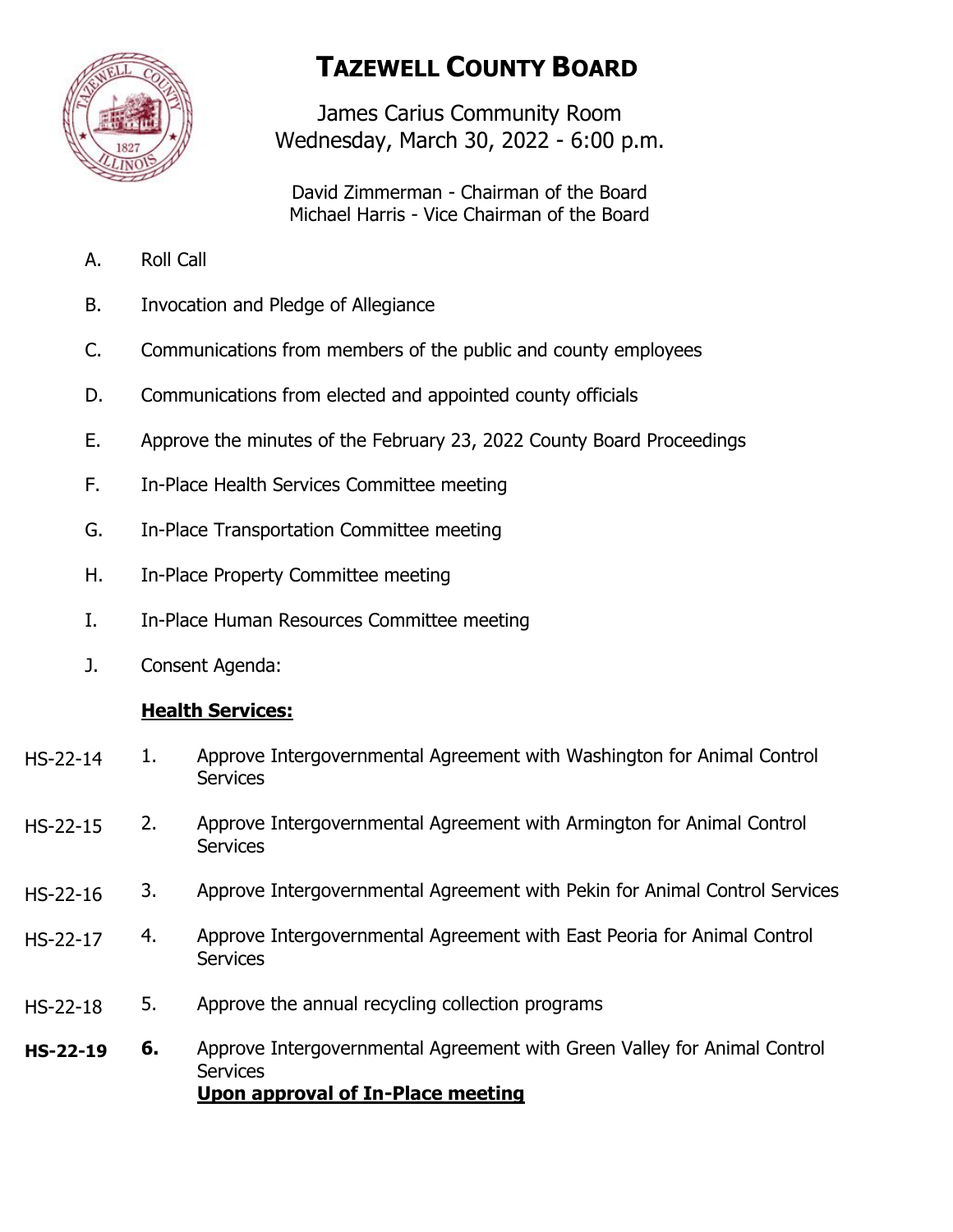# TAZEWELL COUNTY BOARD

James Carius Community Room
Wednesday, March 30, 2022 - 6:00 p.m.

David Zimmerman - Chairman of the Board
Michael Harris - Vice Chairman of the Board

A. Roll Call

B. Invocation and Pledge of Allegiance

C. Communications from members of the public and county employees

D. Communications from elected and appointed county officials

E. Approve the minutes of the February 23, 2022 County Board Proceedings

F. In-Place Health Services Committee meeting

G. In-Place Transportation Committee meeting

H. In-Place Property Committee meeting

I. In-Place Human Resources Committee meeting

J. Consent Agenda:

**<u>Health Services:</u>**

HS-22-14 1. Approve Intergovernmental Agreement with Washington for Animal Control Services

HS-22-15 2. Approve Intergovernmental Agreement with Armington for Animal Control Services

HS-22-16 3. Approve Intergovernmental Agreement with Pekin for Animal Control Services

HS-22-17 4. Approve Intergovernmental Agreement with East Peoria for Animal Control Services

HS-22-18 5. Approve the annual recycling collection programs

**HS-22-19** **6.** Approve Intergovernmental Agreement with Green Valley for Animal Control Services
**<u>Upon approval of In-Place meeting</u>**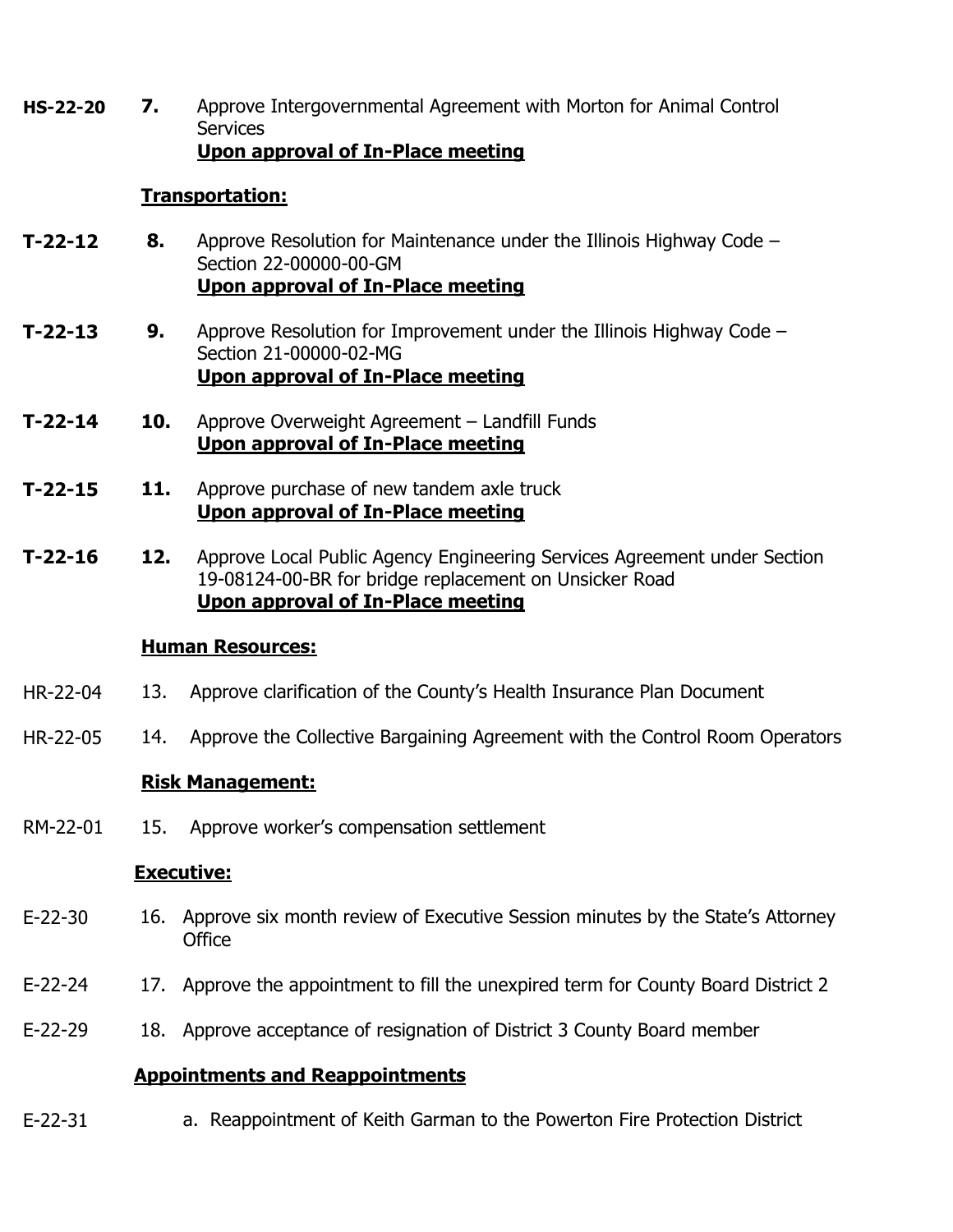**HS-22-20** **7.** Approve Intergovernmental Agreement with Morton for Animal Control Services
**<u>Upon approval of In-Place meeting</u>**

**<u>Transportation:</u>**

**T-22-12** **8.** Approve Resolution for Maintenance under the Illinois Highway Code – Section 22-00000-00-GM
**<u>Upon approval of In-Place meeting</u>**

**T-22-13** **9.** Approve Resolution for Improvement under the Illinois Highway Code – Section 21-00000-02-MG
**<u>Upon approval of In-Place meeting</u>**

**T-22-14** **10.** Approve Overweight Agreement – Landfill Funds
**<u>Upon approval of In-Place meeting</u>**

**T-22-15** **11.** Approve purchase of new tandem axle truck
**<u>Upon approval of In-Place meeting</u>**

**T-22-16** **12.** Approve Local Public Agency Engineering Services Agreement under Section 19-08124-00-BR for bridge replacement on Unsicker Road
**<u>Upon approval of In-Place meeting</u>**

**<u>Human Resources:</u>**

HR-22-04 13. Approve clarification of the County's Health Insurance Plan Document

HR-22-05 14. Approve the Collective Bargaining Agreement with the Control Room Operators

**<u>Risk Management:</u>**

RM-22-01 15. Approve worker's compensation settlement

**<u>Executive:</u>**

E-22-30 16. Approve six month review of Executive Session minutes by the State's Attorney Office

E-22-24 17. Approve the appointment to fill the unexpired term for County Board District 2

E-22-29 18. Approve acceptance of resignation of District 3 County Board member

**<u>Appointments and Reappointments</u>**

E-22-31 a. Reappointment of Keith Garman to the Powerton Fire Protection District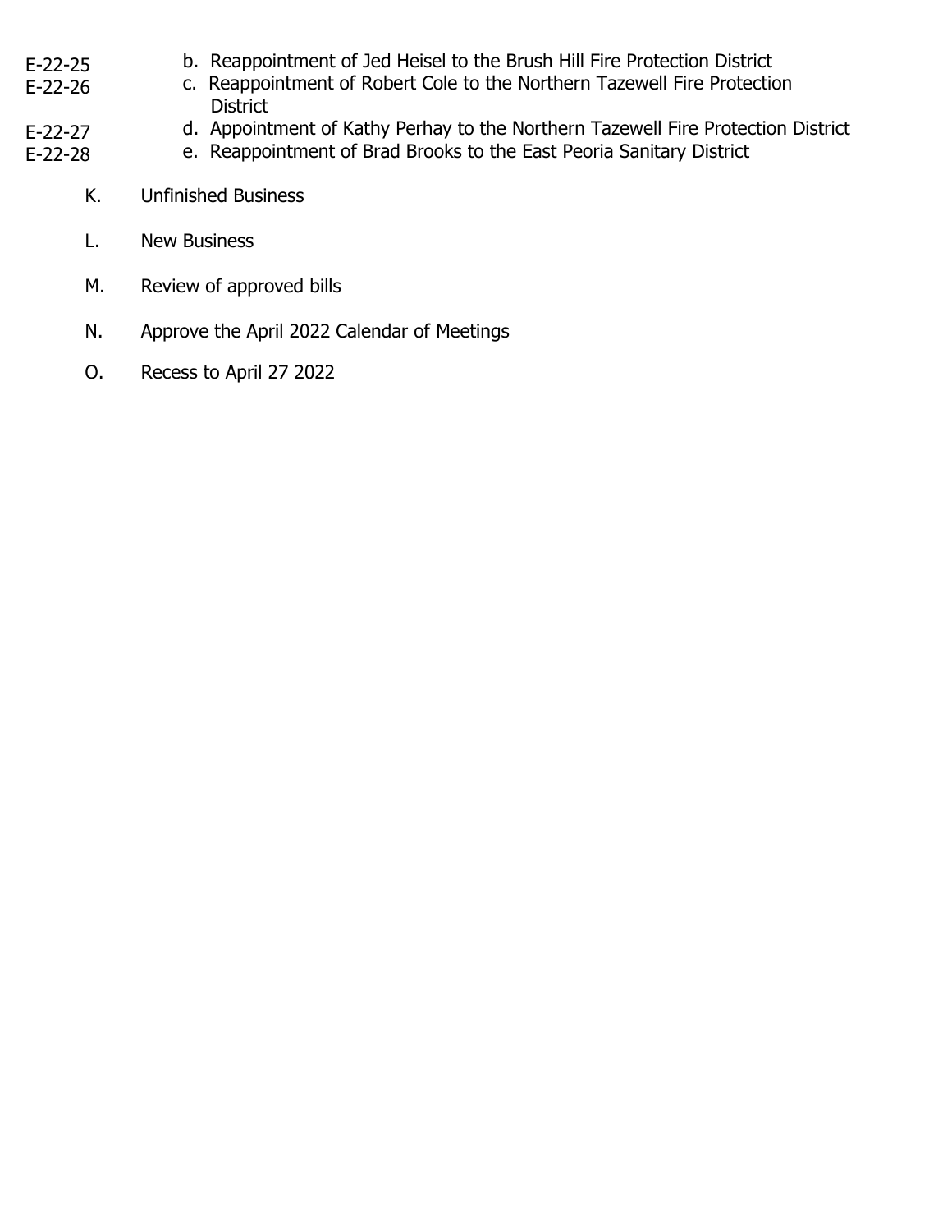E-22-25 b. Reappointment of Jed Heisel to the Brush Hill Fire Protection District

E-22-26 c. Reappointment of Robert Cole to the Northern Tazewell Fire Protection District

E-22-27 d. Appointment of Kathy Perhay to the Northern Tazewell Fire Protection District

E-22-28 e. Reappointment of Brad Brooks to the East Peoria Sanitary District

K. Unfinished Business

L. New Business

M. Review of approved bills

N. Approve the April 2022 Calendar of Meetings

O. Recess to April 27 2022